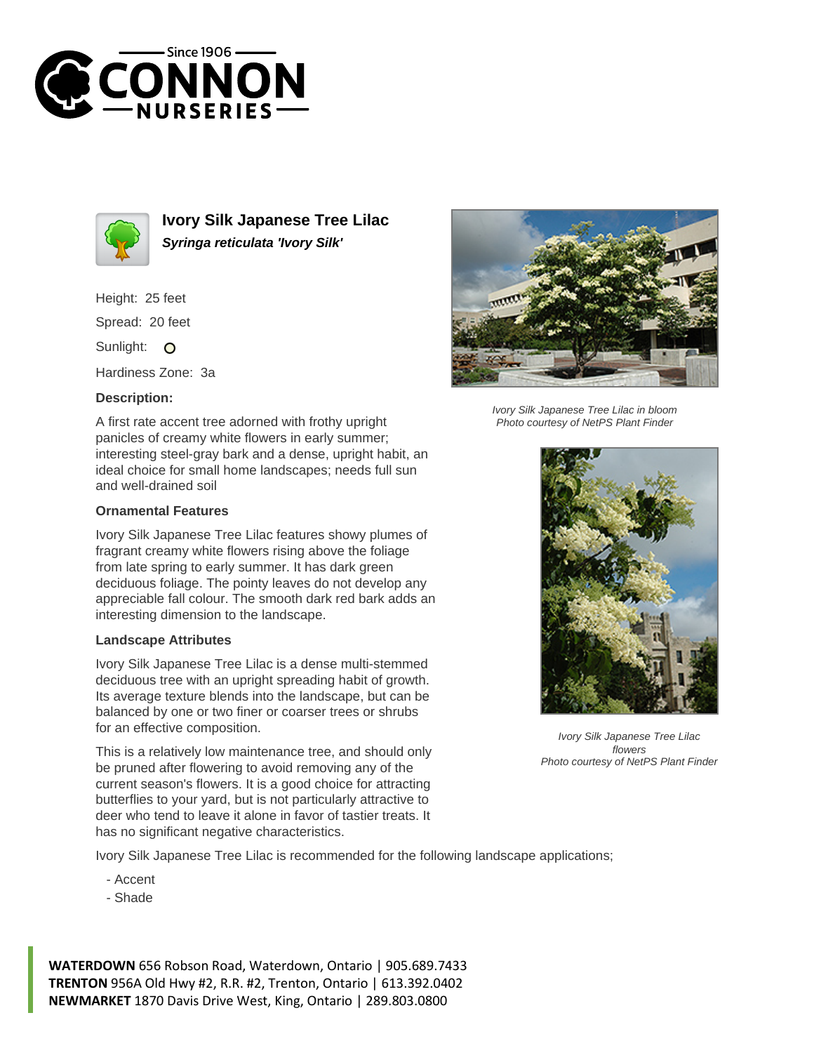# Ivory Silk Japanese Tree Lilac

***Syringa reticulata 'Ivory Silk'***

Height: 25 feet

Spread: 20 feet

Sunlight: O

Hardiness Zone: 3a

### Description:

A first rate accent tree adorned with frothy upright panicles of creamy white flowers in early summer; interesting steel-gray bark and a dense, upright habit, an ideal choice for small home landscapes; needs full sun and well-drained soil

### Ornamental Features

Ivory Silk Japanese Tree Lilac features showy plumes of fragrant creamy white flowers rising above the foliage from late spring to early summer. It has dark green deciduous foliage. The pointy leaves do not develop any appreciable fall colour. The smooth dark red bark adds an interesting dimension to the landscape.

### Landscape Attributes

Ivory Silk Japanese Tree Lilac is a dense multi-stemmed deciduous tree with an upright spreading habit of growth. Its average texture blends into the landscape, but can be balanced by one or two finer or coarser trees or shrubs for an effective composition.

This is a relatively low maintenance tree, and should only be pruned after flowering to avoid removing any of the current season's flowers. It is a good choice for attracting butterflies to your yard, but is not particularly attractive to deer who tend to leave it alone in favor of tastier treats. It has no significant negative characteristics.

Ivory Silk Japanese Tree Lilac is recommended for the following landscape applications;

- Accent
- Shade

*Ivory Silk Japanese Tree Lilac in bloom*
*Photo courtesy of NetPS Plant Finder*

*Ivory Silk Japanese Tree Lilac flowers*
*Photo courtesy of NetPS Plant Finder*

**WATERDOWN** 656 Robson Road, Waterdown, Ontario | 905.689.7433
**TRENTON** 956A Old Hwy #2, R.R. #2, Trenton, Ontario | 613.392.0402
**NEWMARKET** 1870 Davis Drive West, King, Ontario | 289.803.0800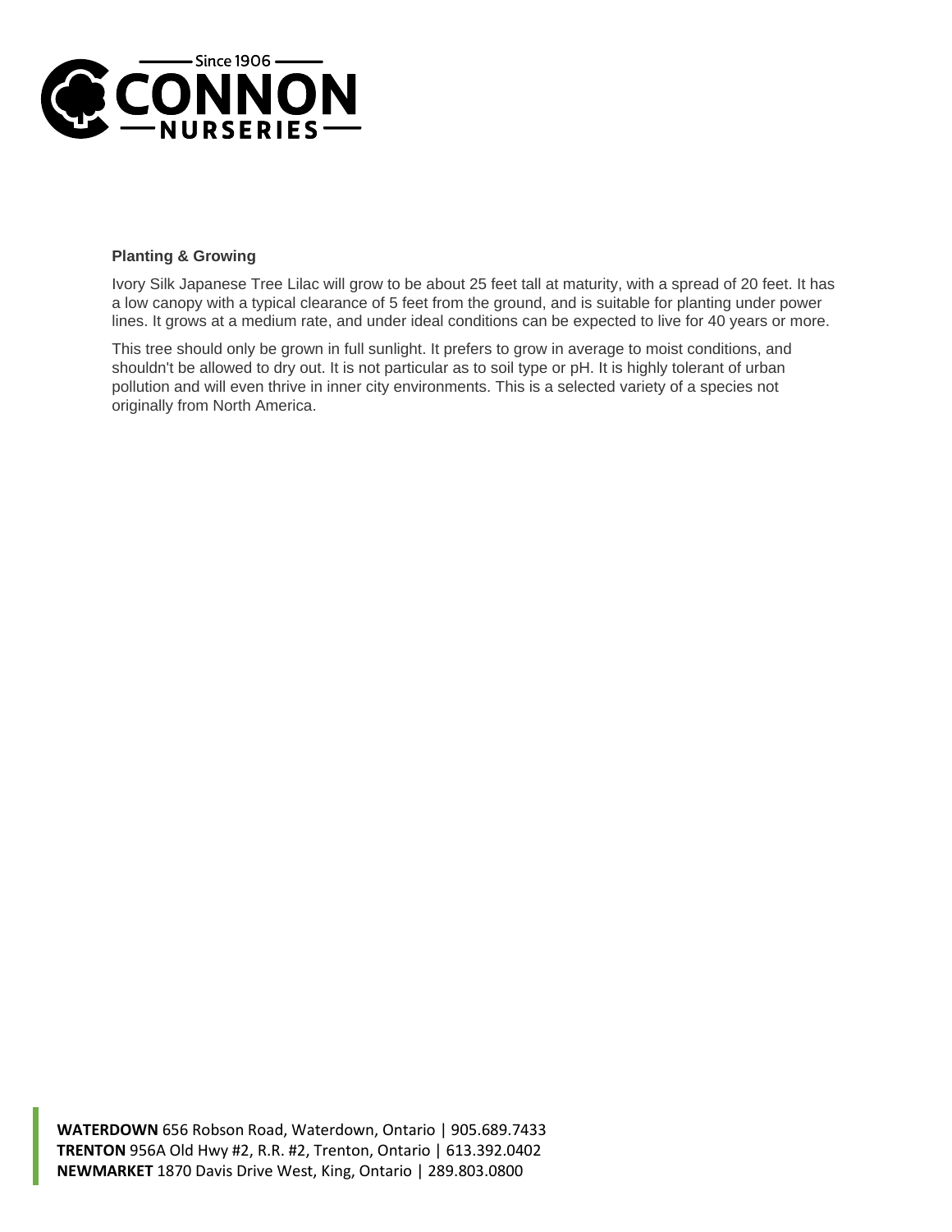### Planting & Growing

Ivory Silk Japanese Tree Lilac will grow to be about 25 feet tall at maturity, with a spread of 20 feet. It has a low canopy with a typical clearance of 5 feet from the ground, and is suitable for planting under power lines. It grows at a medium rate, and under ideal conditions can be expected to live for 40 years or more.

This tree should only be grown in full sunlight. It prefers to grow in average to moist conditions, and shouldn't be allowed to dry out. It is not particular as to soil type or pH. It is highly tolerant of urban pollution and will even thrive in inner city environments. This is a selected variety of a species not originally from North America.